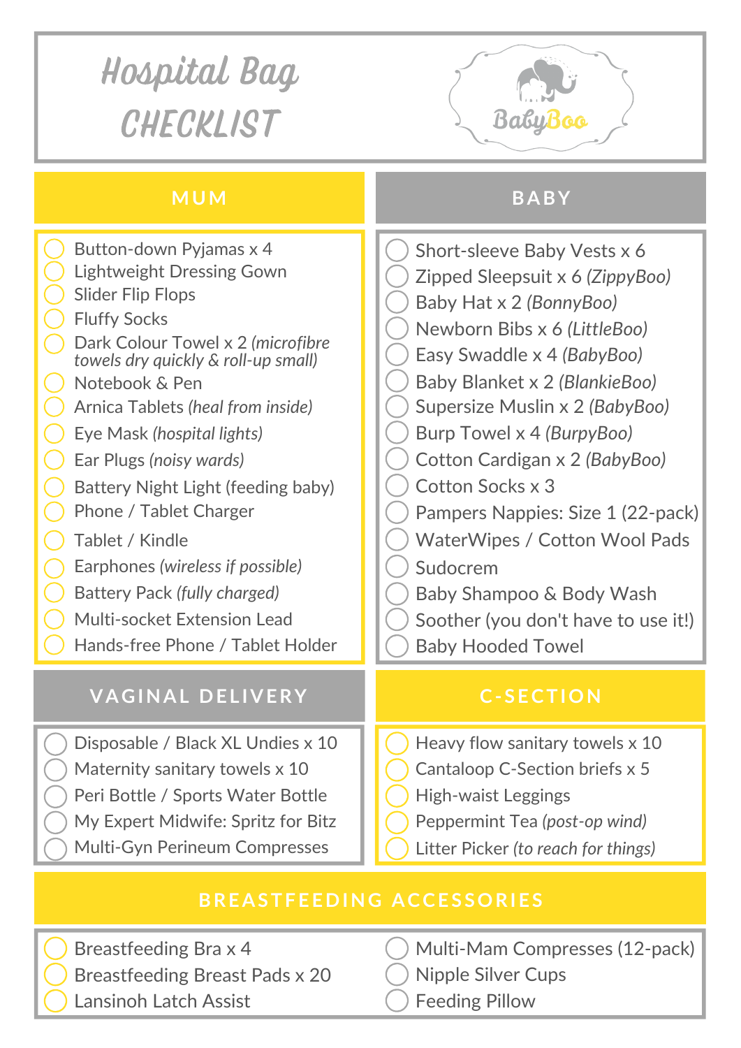# Hospital Bag CHECKLIST

BabyBoo

## MUM

- Button-down Pyjamas x 4
- Lightweight Dressing Gown
- Slider Flip Flops
- Fluffy Socks
- Dark Colour Towel x 2 *(microfibre towels dry quickly & roll-up small)*
- Notebook & Pen
- Arnica Tablets *(heal from inside)*
- Eye Mask *(hospital lights)*
- Ear Plugs *(noisy wards)*
- Battery Night Light (feeding baby)
- Phone / Tablet Charger
- Tablet / Kindle
- Earphones *(wireless if possible)*
- Battery Pack *(fully charged)*
- Multi-socket Extension Lead
- Hands-free Phone / Tablet Holder

## BABY

- Short-sleeve Baby Vests x 6
- Zipped Sleepsuit x 6 *(ZippyBoo)*
- Baby Hat x 2 *(BonnyBoo)*
- Newborn Bibs x 6 *(LittleBoo)*
- Easy Swaddle x 4 *(BabyBoo)*
- Baby Blanket x 2 *(BlankieBoo)*
- Supersize Muslin x 2 *(BabyBoo)*
- Burp Towel x 4 *(BurpyBoo)*
- Cotton Cardigan x 2 *(BabyBoo)*
- Cotton Socks x 3
- Pampers Nappies: Size 1 (22-pack)
- WaterWipes / Cotton Wool Pads
- Sudocrem
- Baby Shampoo & Body Wash
- Soother (you don't have to use it!)
- Baby Hooded Towel

## VAGINAL DELIVERY

- Disposable / Black XL Undies x 10
- Maternity sanitary towels x 10
- Peri Bottle / Sports Water Bottle
- My Expert Midwife: Spritz for Bitz
- Multi-Gyn Perineum Compresses

## C-SECTION

- Heavy flow sanitary towels x 10
- Cantaloop C-Section briefs x 5
- High-waist Leggings
- Peppermint Tea *(post-op wind)*
- Litter Picker *(to reach for things)*

## BREASTFEEDING ACCESSORIES

- Breastfeeding Bra x 4
- Breastfeeding Breast Pads x 20
- Lansinoh Latch Assist
- Multi-Mam Compresses (12-pack)
- Nipple Silver Cups
- Feeding Pillow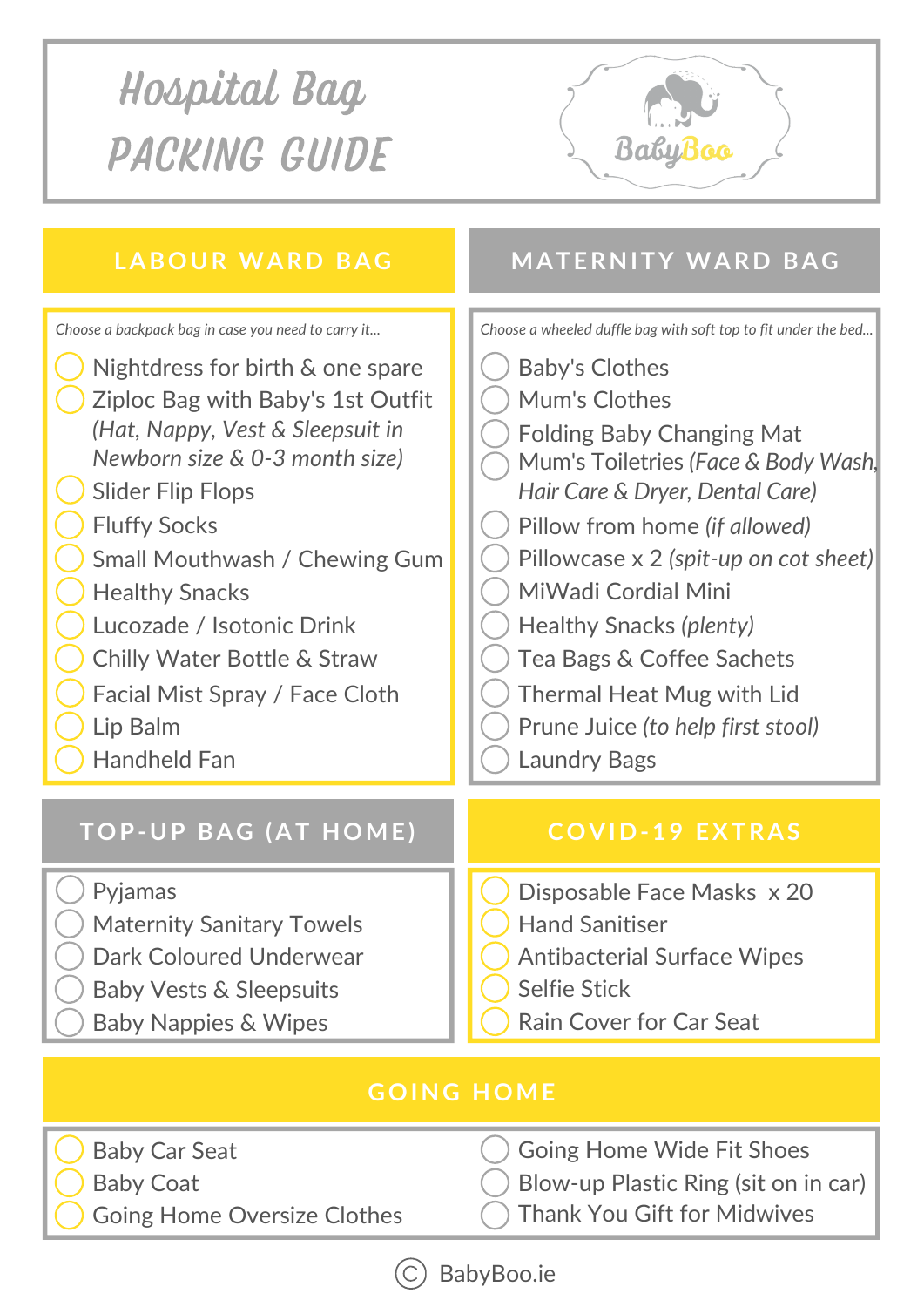# Hospital Bag PACKING GUIDE

BabyBoo

## LABOUR WARD BAG

*Choose a backpack bag in case you need to carry it...*

- ◯ Nightdress for birth & one spare
- ◯ Ziploc Bag with Baby's 1st Outfit *(Hat, Nappy, Vest & Sleepsuit in Newborn size & 0-3 month size)*
- ◯ Slider Flip Flops
- ◯ Fluffy Socks
- ◯ Small Mouthwash / Chewing Gum
- ◯ Healthy Snacks
- ◯ Lucozade / Isotonic Drink
- ◯ Chilly Water Bottle & Straw
- ◯ Facial Mist Spray / Face Cloth
- ◯ Lip Balm
- ◯ Handheld Fan

## MATERNITY WARD BAG

*Choose a wheeled duffle bag with soft top to fit under the bed...*

- ◯ Baby's Clothes
- ◯ Mum's Clothes
- ◯ Folding Baby Changing Mat
- ◯ Mum's Toiletries *(Face & Body Wash, Hair Care & Dryer, Dental Care)*
- ◯ Pillow from home *(if allowed)*
- ◯ Pillowcase x 2 *(spit-up on cot sheet)*
- ◯ MiWadi Cordial Mini
- ◯ Healthy Snacks *(plenty)*
- ◯ Tea Bags & Coffee Sachets
- ◯ Thermal Heat Mug with Lid
- ◯ Prune Juice *(to help first stool)*
- ◯ Laundry Bags

## TOP-UP BAG (AT HOME)

- ◯ Pyjamas
- ◯ Maternity Sanitary Towels
- ◯ Dark Coloured Underwear
- ◯ Baby Vests & Sleepsuits
- ◯ Baby Nappies & Wipes

## COVID-19 EXTRAS

- ◯ Disposable Face Masks x 20
- ◯ Hand Sanitiser
- ◯ Antibacterial Surface Wipes
- ◯ Selfie Stick
- ◯ Rain Cover for Car Seat

## GOING HOME

- ◯ Baby Car Seat
- ◯ Baby Coat
- ◯ Going Home Oversize Clothes
- ◯ Going Home Wide Fit Shoes
- ◯ Blow-up Plastic Ring (sit on in car)
- ◯ Thank You Gift for Midwives

© BabyBoo.ie